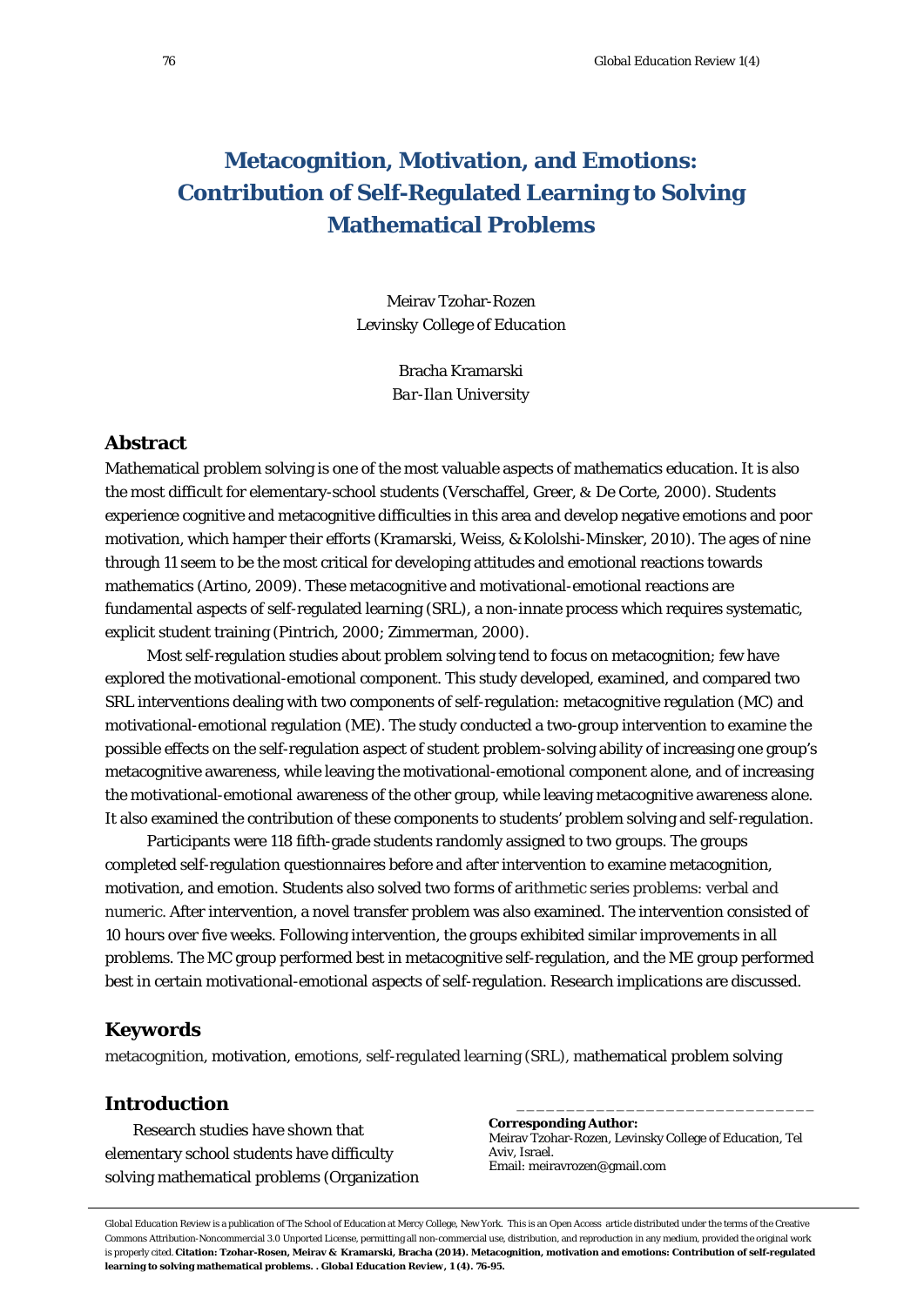# Metacognition, Motivation, and Emotions: Contribution of Self-Regulated Learning to Solving Mathematical Problems

Meirav Tzohar-Rozen
*Levinsky College of Education*

Bracha Kramarski
*Bar-Ilan University*

## Abstract

Mathematical problem solving is one of the most valuable aspects of mathematics education. It is also the most difficult for elementary-school students (Verschaffel, Greer, & De Corte, 2000). Students experience cognitive and metacognitive difficulties in this area and develop negative emotions and poor motivation, which hamper their efforts (Kramarski, Weiss, & Kololshi-Minsker, 2010). The ages of nine through 11 seem to be the most critical for developing attitudes and emotional reactions towards mathematics (Artino, 2009). These metacognitive and motivational-emotional reactions are fundamental aspects of self-regulated learning (SRL), a non-innate process which requires systematic, explicit student training (Pintrich, 2000; Zimmerman, 2000).

Most self-regulation studies about problem solving tend to focus on metacognition; few have explored the motivational-emotional component. This study developed, examined, and compared two SRL interventions dealing with two components of self-regulation: metacognitive regulation (MC) and motivational-emotional regulation (ME). The study conducted a two-group intervention to examine the possible effects on the self-regulation aspect of student problem-solving ability of increasing one group's metacognitive awareness, while leaving the motivational-emotional component alone, and of increasing the motivational-emotional awareness of the other group, while leaving metacognitive awareness alone. It also examined the contribution of these components to students' problem solving and self-regulation.

Participants were 118 fifth-grade students randomly assigned to two groups. The groups completed self-regulation questionnaires before and after intervention to examine metacognition, motivation, and emotion. Students also solved two forms of arithmetic series problems: verbal and numeric. After intervention, a novel transfer problem was also examined. The intervention consisted of 10 hours over five weeks. Following intervention, the groups exhibited similar improvements in all problems. The MC group performed best in metacognitive self-regulation, and the ME group performed best in certain motivational-emotional aspects of self-regulation. Research implications are discussed.

## Keywords

metacognition, motivation, emotions, self-regulated learning (SRL), mathematical problem solving

## Introduction

Research studies have shown that elementary school students have difficulty solving mathematical problems (Organization

---

**Corresponding Author:**
Meirav Tzohar-Rozen, Levinsky College of Education, Tel Aviv, Israel.
Email: meiravrozen@gmail.com

Global Education Review is a publication of The School of Education at Mercy College, New York. This is an Open Access article distributed under the terms of the Creative Commons Attribution-Noncommercial 3.0 Unported License, permitting all non-commercial use, distribution, and reproduction in any medium, provided the original work is properly cited. **Citation: Tzohar-Rosen, Meirav & Kramarski, Bracha (2014). Metacognition, motivation and emotions: Contribution of self-regulated learning to solving mathematical problems. . Global Education Review, 1 (4). 76-95.**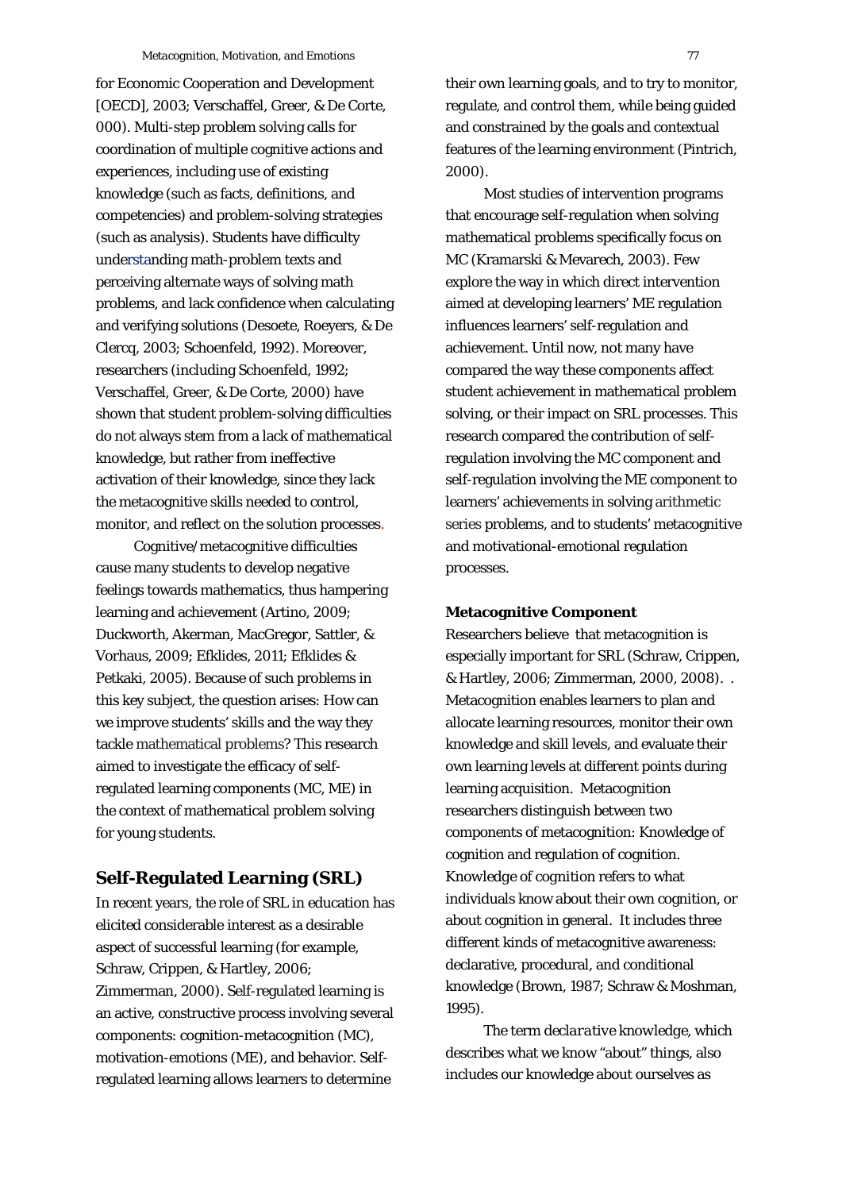for Economic Cooperation and Development [OECD], 2003; Verschaffel, Greer, & De Corte, 000). Multi-step problem solving calls for coordination of multiple cognitive actions and experiences, including use of existing knowledge (such as facts, definitions, and competencies) and problem-solving strategies (such as analysis). Students have difficulty understanding math-problem texts and perceiving alternate ways of solving math problems, and lack confidence when calculating and verifying solutions (Desoete, Roeyers, & De Clercq, 2003; Schoenfeld, 1992). Moreover, researchers (including Schoenfeld, 1992; Verschaffel, Greer, & De Corte, 2000) have shown that student problem-solving difficulties do not always stem from a lack of mathematical knowledge, but rather from ineffective activation of their knowledge, since they lack the metacognitive skills needed to control, monitor, and reflect on the solution processes.

Cognitive/metacognitive difficulties cause many students to develop negative feelings towards mathematics, thus hampering learning and achievement (Artino, 2009; Duckworth, Akerman, MacGregor, Sattler, & Vorhaus, 2009; Efklides, 2011; Efklides & Petkaki, 2005). Because of such problems in this key subject, the question arises: How can we improve students' skills and the way they tackle mathematical problems? This research aimed to investigate the efficacy of self-regulated learning components (MC, ME) in the context of mathematical problem solving for young students.

## Self-Regulated Learning (SRL)

In recent years, the role of SRL in education has elicited considerable interest as a desirable aspect of successful learning (for example, Schraw, Crippen, & Hartley, 2006; Zimmerman, 2000). Self-regulated learning is an active, constructive process involving several components: cognition-metacognition (MC), motivation-emotions (ME), and behavior. Self-regulated learning allows learners to determine their own learning goals, and to try to monitor, regulate, and control them, while being guided and constrained by the goals and contextual features of the learning environment (Pintrich, 2000).

Most studies of intervention programs that encourage self-regulation when solving mathematical problems specifically focus on MC (Kramarski & Mevarech, 2003). Few explore the way in which direct intervention aimed at developing learners' ME regulation influences learners' self-regulation and achievement. Until now, not many have compared the way these components affect student achievement in mathematical problem solving, or their impact on SRL processes. This research compared the contribution of self-regulation involving the MC component and self-regulation involving the ME component to learners' achievements in solving arithmetic series problems, and to students' metacognitive and motivational-emotional regulation processes.

**Metacognitive Component**

Researchers believe that metacognition is especially important for SRL (Schraw, Crippen, & Hartley, 2006; Zimmerman, 2000, 2008). . Metacognition enables learners to plan and allocate learning resources, monitor their own knowledge and skill levels, and evaluate their own learning levels at different points during learning acquisition. Metacognition researchers distinguish between two components of metacognition: Knowledge of cognition and regulation of cognition. Knowledge of cognition refers to what individuals know about their own cognition, or about cognition in general. It includes three different kinds of metacognitive awareness: declarative, procedural, and conditional knowledge (Brown, 1987; Schraw & Moshman, 1995).

The term *declarative* knowledge, which describes what we know "about" things, also includes our knowledge about ourselves as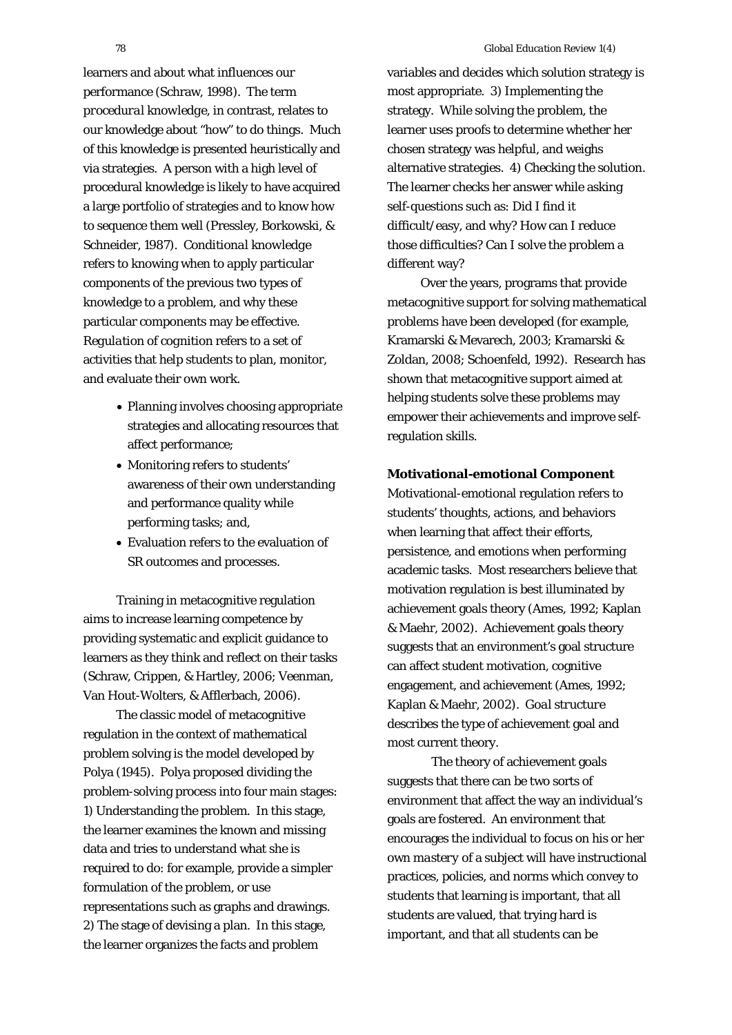learners and about what influences our performance (Schraw, 1998). The term *procedural knowledge*, in contrast, relates to our knowledge about "how" to do things. Much of this knowledge is presented heuristically and via strategies. A person with a high level of procedural knowledge is likely to have acquired a large portfolio of strategies and to know how to sequence them well (Pressley, Borkowski, & Schneider, 1987). *Conditional knowledge* refers to knowing when to apply particular components of the previous two types of knowledge to a problem, and why these particular components may be effective. *Regulation of cognition* refers to a set of activities that help students to plan, monitor, and evaluate their own work.

- Planning involves choosing appropriate strategies and allocating resources that affect performance;
- Monitoring refers to students' awareness of their own understanding and performance quality while performing tasks; and,
- Evaluation refers to the evaluation of SR outcomes and processes.

Training in metacognitive regulation aims to increase learning competence by providing systematic and explicit guidance to learners as they think and reflect on their tasks (Schraw, Crippen, & Hartley, 2006; Veenman, Van Hout-Wolters, & Afflerbach, 2006).

The classic model of metacognitive regulation in the context of mathematical problem solving is the model developed by Polya (1945). Polya proposed dividing the problem-solving process into four main stages: 1) Understanding the problem. In this stage, the learner examines the known and missing data and tries to understand what she is required to do: for example, provide a simpler formulation of the problem, or use representations such as graphs and drawings. 2) The stage of devising a plan. In this stage, the learner organizes the facts and problem variables and decides which solution strategy is most appropriate. 3) Implementing the strategy. While solving the problem, the learner uses proofs to determine whether her chosen strategy was helpful, and weighs alternative strategies. 4) Checking the solution. The learner checks her answer while asking self-questions such as: Did I find it difficult/easy, and why? How can I reduce those difficulties? Can I solve the problem a different way?

Over the years, programs that provide metacognitive support for solving mathematical problems have been developed (for example, Kramarski & Mevarech, 2003; Kramarski & Zoldan, 2008; Schoenfeld, 1992). Research has shown that metacognitive support aimed at helping students solve these problems may empower their achievements and improve self-regulation skills.

**Motivational-emotional Component**

Motivational-emotional regulation refers to students' thoughts, actions, and behaviors when learning that affect their efforts, persistence, and emotions when performing academic tasks. Most researchers believe that motivation regulation is best illuminated by achievement goals theory (Ames, 1992; Kaplan & Maehr, 2002). Achievement goals theory suggests that an environment's goal structure can affect student motivation, cognitive engagement, and achievement (Ames, 1992; Kaplan & Maehr, 2002). *Goal structure* describes the type of achievement goal and most current theory.

The theory of achievement goals suggests that there can be two sorts of environment that affect the way an individual's goals are fostered. An environment that encourages the individual to focus on his or her own *mastery* of a subject will have instructional practices, policies, and norms which convey to students that learning is important, that all students are valued, that trying hard is important, and that all students can be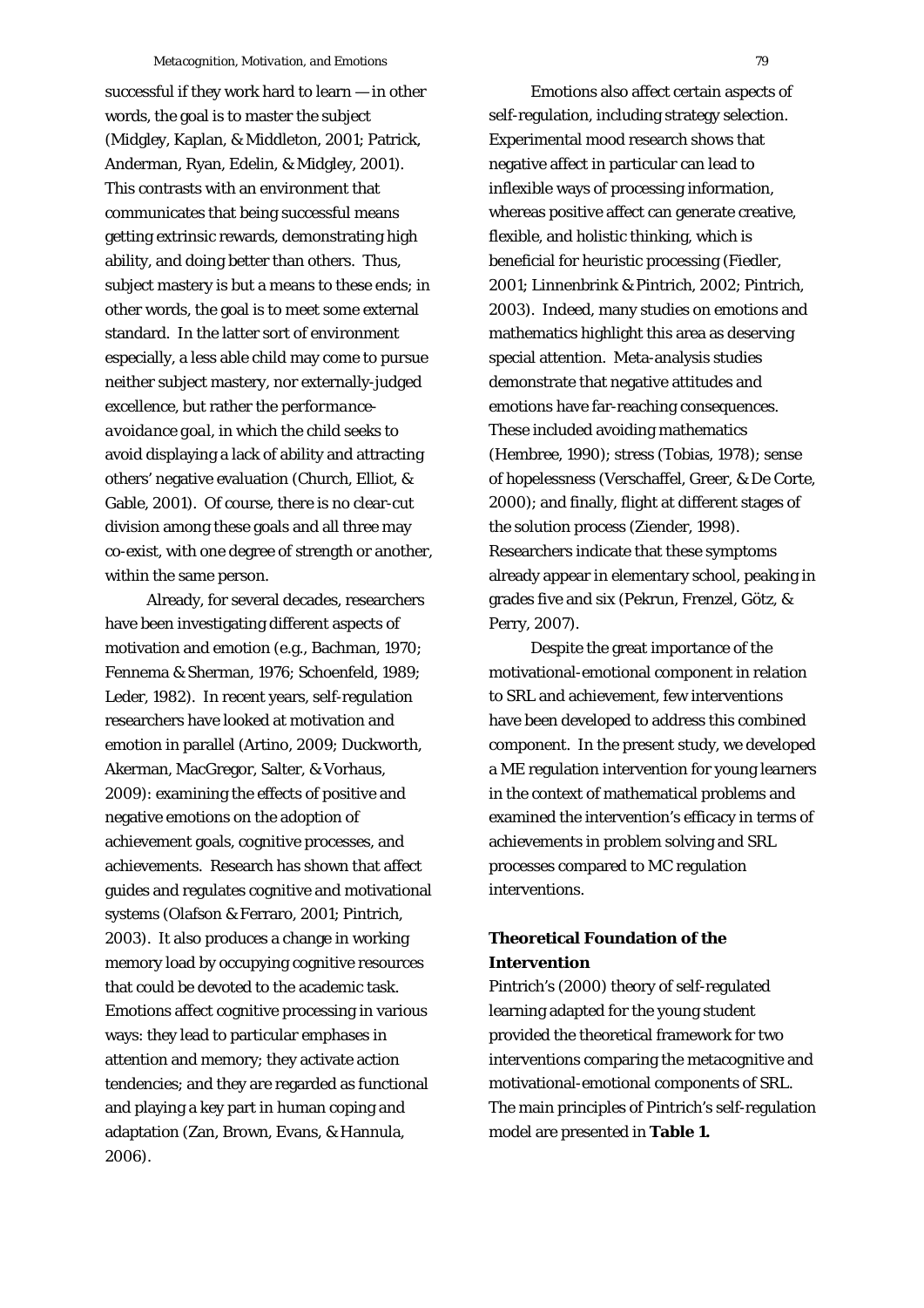successful if they work hard to learn — in other words, the goal is to master the subject (Midgley, Kaplan, & Middleton, 2001; Patrick, Anderman, Ryan, Edelin, & Midgley, 2001). This contrasts with an environment that communicates that being successful means getting extrinsic rewards, demonstrating high ability, and doing better than others. Thus, subject mastery is but a means to these ends; in other words, the goal is to meet some external standard. In the latter sort of environment especially, a less able child may come to pursue neither subject mastery, nor externally-judged excellence, but rather the *performance-avoidance goal*, in which the child seeks to avoid displaying a lack of ability and attracting others' negative evaluation (Church, Elliot, & Gable, 2001). Of course, there is no clear-cut division among these goals and all three may co-exist, with one degree of strength or another, within the same person.

Already, for several decades, researchers have been investigating different aspects of motivation and emotion (e.g., Bachman, 1970; Fennema & Sherman, 1976; Schoenfeld, 1989; Leder, 1982). In recent years, self-regulation researchers have looked at motivation and emotion in parallel (Artino, 2009; Duckworth, Akerman, MacGregor, Salter, & Vorhaus, 2009): examining the effects of positive and negative emotions on the adoption of achievement goals, cognitive processes, and achievements. Research has shown that affect guides and regulates cognitive and motivational systems (Olafson & Ferraro, 2001; Pintrich, 2003). It also produces a change in working memory load by occupying cognitive resources that could be devoted to the academic task. Emotions affect cognitive processing in various ways: they lead to particular emphases in attention and memory; they activate action tendencies; and they are regarded as functional and playing a key part in human coping and adaptation (Zan, Brown, Evans, & Hannula, 2006).

Emotions also affect certain aspects of self-regulation, including strategy selection. Experimental mood research shows that negative affect in particular can lead to inflexible ways of processing information, whereas positive affect can generate creative, flexible, and holistic thinking, which is beneficial for heuristic processing (Fiedler, 2001; Linnenbrink & Pintrich, 2002; Pintrich, 2003). Indeed, many studies on emotions and mathematics highlight this area as deserving special attention. Meta-analysis studies demonstrate that negative attitudes and emotions have far-reaching consequences. These included avoiding mathematics (Hembree, 1990); stress (Tobias, 1978); sense of hopelessness (Verschaffel, Greer, & De Corte, 2000); and finally, flight at different stages of the solution process (Ziender, 1998). Researchers indicate that these symptoms already appear in elementary school, peaking in grades five and six (Pekrun, Frenzel, Götz, & Perry, 2007).

Despite the great importance of the motivational-emotional component in relation to SRL and achievement, few interventions have been developed to address this combined component. In the present study, we developed a ME regulation intervention for young learners in the context of mathematical problems and examined the intervention's efficacy in terms of achievements in problem solving and SRL processes compared to MC regulation interventions.

## Theoretical Foundation of the Intervention

Pintrich's (2000) theory of self-regulated learning adapted for the young student provided the theoretical framework for two interventions comparing the metacognitive and motivational-emotional components of SRL. The main principles of Pintrich's self-regulation model are presented in **Table 1.**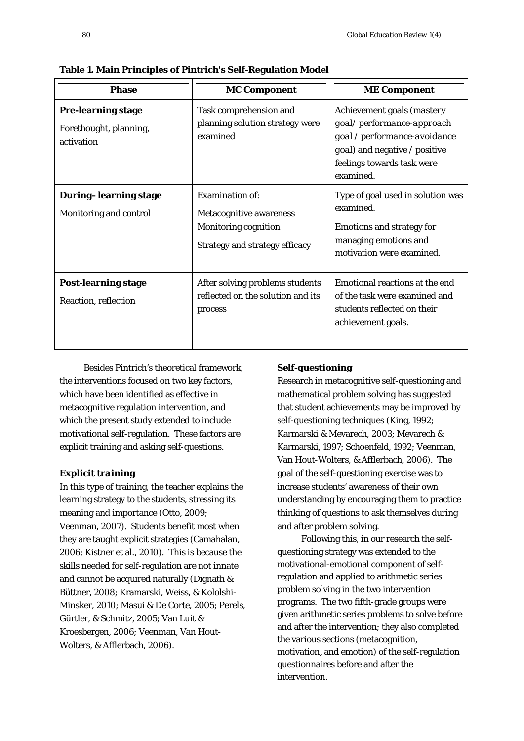**Table 1. Main Principles of Pintrich's Self-Regulation Model**

| Phase | MC Component | ME Component |
| --- | --- | --- |
| **Pre-learning stage**<br>Forethought, planning, activation | Task comprehension and planning solution strategy were examined | Achievement goals (*mastery goal/ performance-approach goal / performance-avoidance goal*) and negative / positive feelings towards task were examined. |
| **During– learning stage**<br>Monitoring and control | Examination of:<br>Metacognitive awareness<br>Monitoring cognition<br>Strategy and strategy efficacy | Type of goal used in solution was examined.<br>Emotions and strategy for managing emotions and motivation were examined. |
| **Post-learning stage**<br>Reaction, reflection | After solving problems students reflected on the solution and its process | Emotional reactions at the end of the task were examined and students reflected on their achievement goals. |

Besides Pintrich's theoretical framework, the interventions focused on two key factors, which have been identified as effective in metacognitive regulation intervention, and which the present study extended to include motivational self-regulation. These factors are explicit training and asking self-questions.

### *Explicit training*

In this type of training, the teacher explains the learning strategy to the students, stressing its meaning and importance (Otto, 2009; Veenman, 2007). Students benefit most when they are taught explicit strategies (Camahalan, 2006; Kistner et al., 2010). This is because the skills needed for self-regulation are not innate and cannot be acquired naturally (Dignath & Büttner, 2008; Kramarski, Weiss, & Kololshi-Minsker, 2010; Masui & De Corte, 2005; Perels, Gürtler, & Schmitz, 2005; Van Luit & Kroesbergen, 2006; Veenman, Van Hout-Wolters, & Afflerbach, 2006).

### Self-questioning

Research in metacognitive self-questioning and mathematical problem solving has suggested that student achievements may be improved by self-questioning techniques (King, 1992; Karmarski & Mevarech, 2003; Mevarech & Karmarski, 1997; Schoenfeld, 1992; Veenman, Van Hout-Wolters, & Afflerbach, 2006). The goal of the self-questioning exercise was to increase students' awareness of their own understanding by encouraging them to practice thinking of questions to ask themselves during and after problem solving.

Following this, in our research the self-questioning strategy was extended to the motivational-emotional component of self-regulation and applied to arithmetic series problem solving in the two intervention programs. The two fifth-grade groups were given arithmetic series problems to solve before and after the intervention; they also completed the various sections (metacognition, motivation, and emotion) of the self-regulation questionnaires before and after the intervention.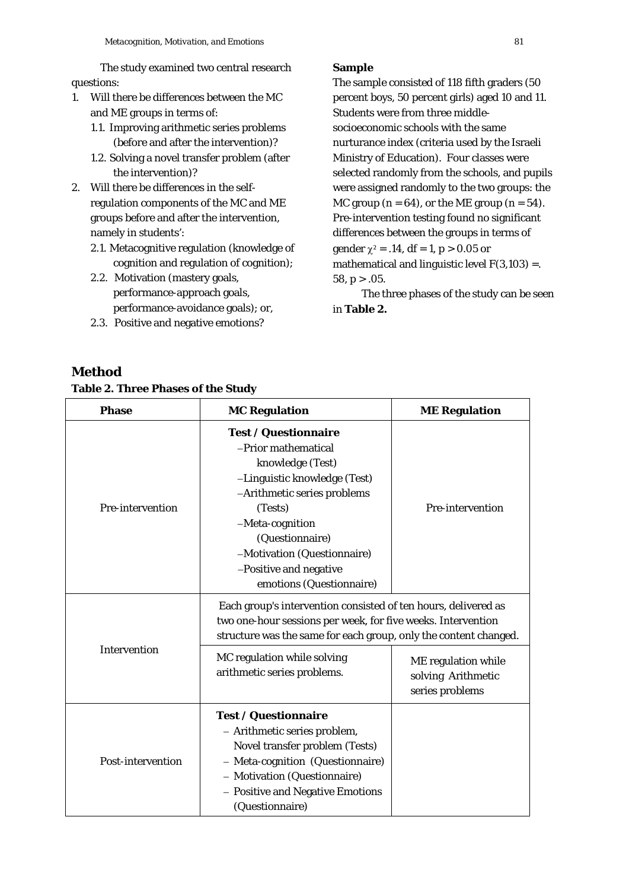The study examined two central research questions:

1. Will there be differences between the MC and ME groups in terms of:
   1.1. Improving arithmetic series problems (before and after the intervention)?
   1.2. Solving a novel transfer problem (after the intervention)?
2. Will there be differences in the self-regulation components of the MC and ME groups before and after the intervention, namely in students':
   2.1. Metacognitive regulation (knowledge of cognition and regulation of cognition);
   2.2. Motivation (mastery goals, performance-approach goals, performance-avoidance goals); or,
   2.3. Positive and negative emotions?

**Sample**

The sample consisted of 118 fifth graders (50 percent boys, 50 percent girls) aged 10 and 11. Students were from three middle-socioeconomic schools with the same nurturance index (criteria used by the Israeli Ministry of Education). Four classes were selected randomly from the schools, and pupils were assigned randomly to the two groups: the MC group ($n = 64$), or the ME group ($n = 54$). Pre-intervention testing found no significant differences between the groups in terms of gender $\chi^2 = .14$, $df = 1$, $p > 0.05$ or mathematical and linguistic level $F(3,103) = .58$, $p > .05$.

The three phases of the study can be seen in **Table 2.**

## Method

**Table 2. Three Phases of the Study**

| Phase | MC Regulation | ME Regulation |
|---|---|---|
| Pre-intervention | **Test / Questionnaire**<br>–Prior mathematical knowledge (Test)<br>–Linguistic knowledge (Test)<br>–Arithmetic series problems (Tests)<br>–Meta-cognition (Questionnaire)<br>–Motivation (Questionnaire)<br>–Positive and negative emotions (Questionnaire) | Pre-intervention |
| Intervention | Each group's intervention consisted of ten hours, delivered as two one-hour sessions per week, for five weeks. Intervention structure was the same for each group, only the content changed. | |
| | MC regulation while solving arithmetic series problems. | ME regulation while solving Arithmetic series problems |
| Post-intervention | **Test / Questionnaire**<br>– Arithmetic series problem, Novel transfer problem (Tests)<br>– Meta-cognition (Questionnaire)<br>– Motivation (Questionnaire)<br>– Positive and Negative Emotions (Questionnaire) | |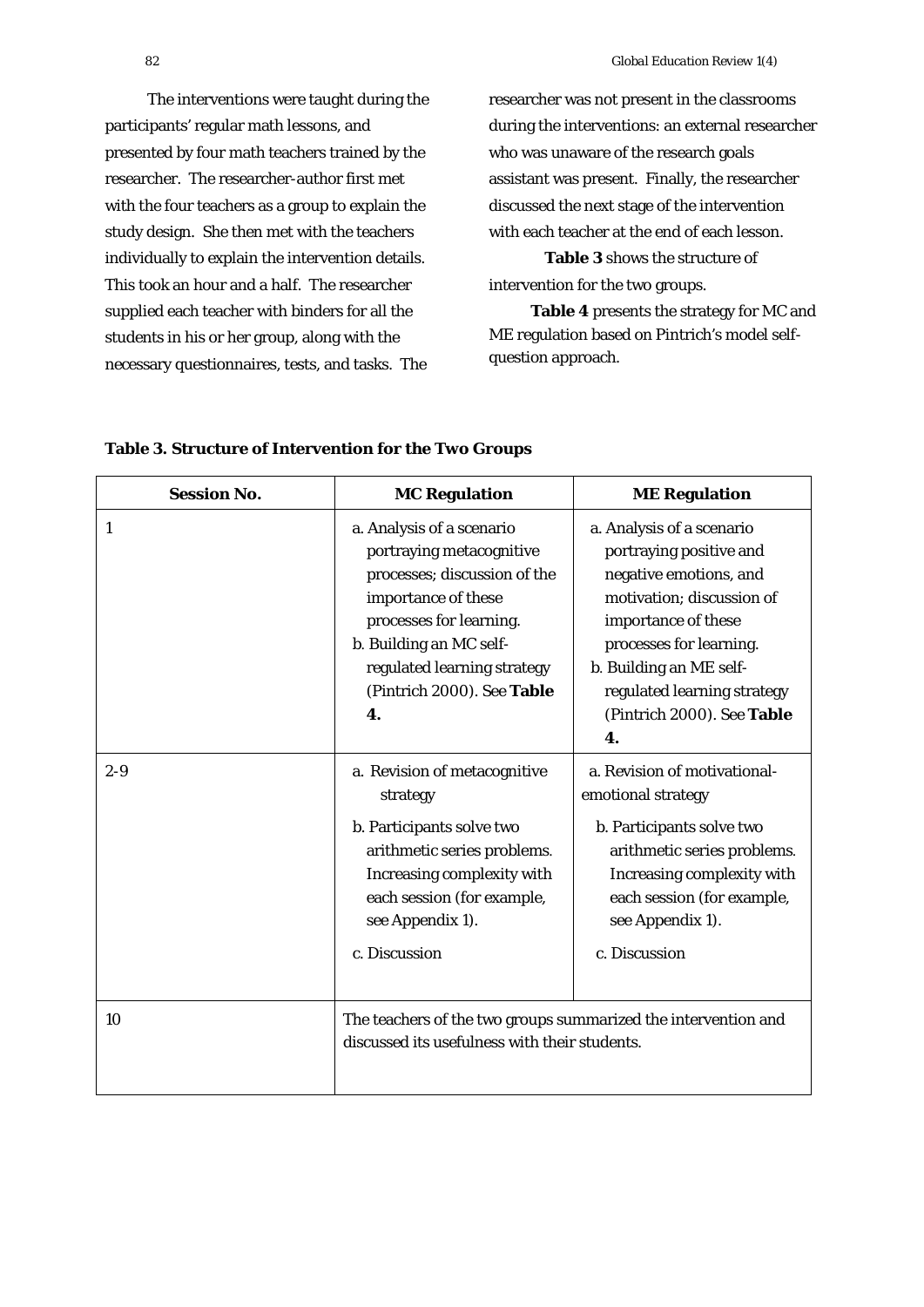The interventions were taught during the participants' regular math lessons, and presented by four math teachers trained by the researcher. The researcher-author first met with the four teachers as a group to explain the study design. She then met with the teachers individually to explain the intervention details. This took an hour and a half. The researcher supplied each teacher with binders for all the students in his or her group, along with the necessary questionnaires, tests, and tasks. The researcher was not present in the classrooms during the interventions: an external researcher who was unaware of the research goals assistant was present. Finally, the researcher discussed the next stage of the intervention with each teacher at the end of each lesson.

**Table 3** shows the structure of intervention for the two groups.

**Table 4** presents the strategy for MC and ME regulation based on Pintrich's model self-question approach.

**Table 3. Structure of Intervention for the Two Groups**

| Session No. | MC Regulation | ME Regulation |
|---|---|---|
| 1 | a. Analysis of a scenario portraying metacognitive processes; discussion of the importance of these processes for learning.<br>b. Building an MC self-regulated learning strategy (Pintrich 2000). See **Table 4.** | a. Analysis of a scenario portraying positive and negative emotions, and motivation; discussion of importance of these processes for learning.<br>b. Building an ME self-regulated learning strategy (Pintrich 2000). See **Table 4.** |
| 2-9 | a. Revision of metacognitive strategy<br>b. Participants solve two arithmetic series problems. Increasing complexity with each session (for example, see Appendix 1).<br>c. Discussion | a. Revision of motivational-emotional strategy<br>b. Participants solve two arithmetic series problems. Increasing complexity with each session (for example, see Appendix 1).<br>c. Discussion |
| 10 | The teachers of the two groups summarized the intervention and discussed its usefulness with their students. | |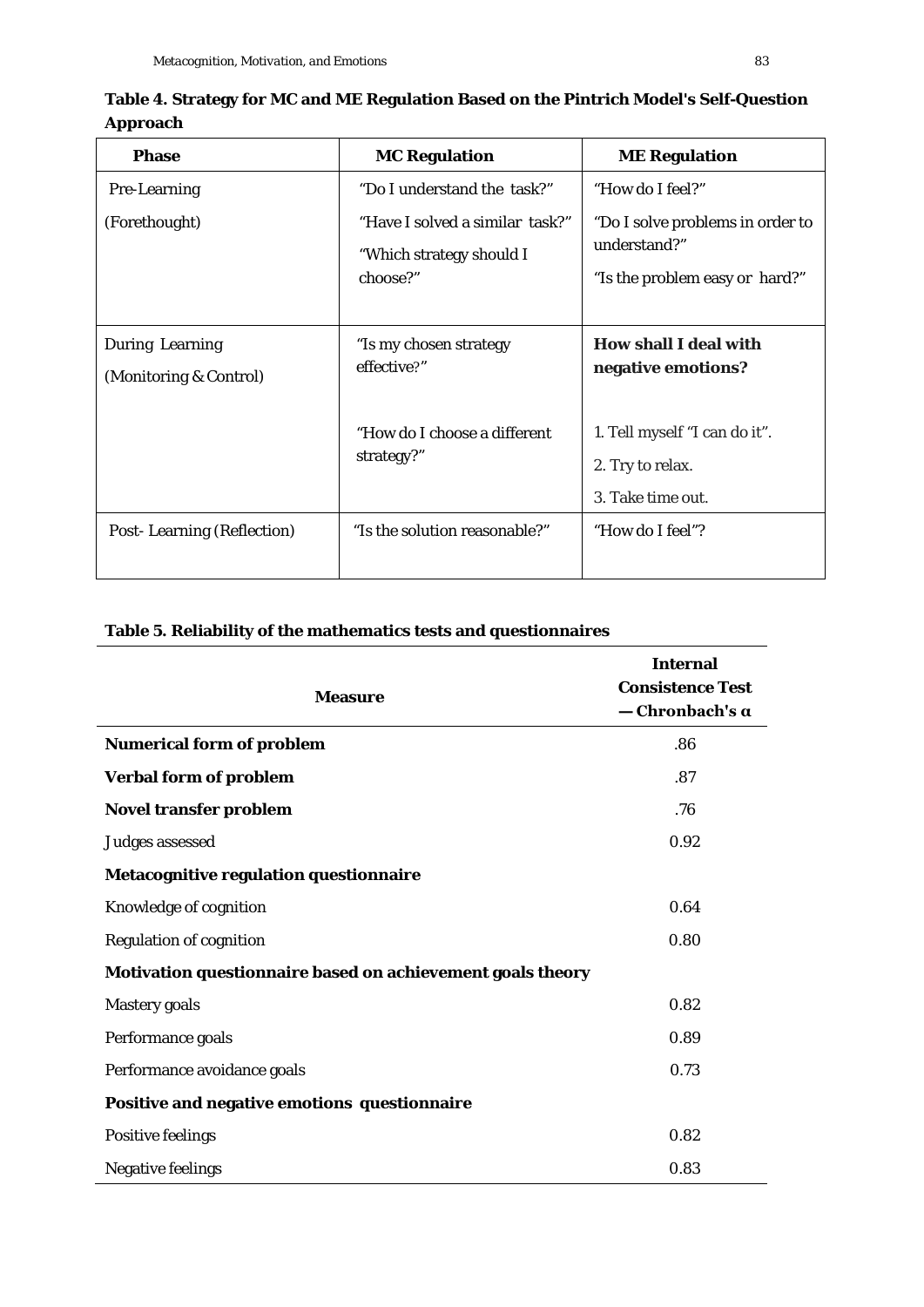**Table 4. Strategy for MC and ME Regulation Based on the Pintrich Model's Self-Question Approach**

| Phase | MC Regulation | ME Regulation |
|---|---|---|
| Pre-Learning<br>(Forethought) | "Do I understand the task?"<br>"Have I solved a similar task?"<br>"Which strategy should I choose?" | "How do I feel?"<br>"Do I solve problems in order to understand?"<br>"Is the problem easy or hard?" |
| During Learning<br>(Monitoring & Control) | "Is my chosen strategy effective?"<br>"How do I choose a different strategy?" | **How shall I deal with negative emotions?**<br>1. Tell myself "I can do it".<br>2. Try to relax.<br>3. Take time out. |
| Post- Learning (Reflection) | "Is the solution reasonable?" | "How do I feel"? |

**Table 5. Reliability of the mathematics tests and questionnaires**

| Measure | Internal Consistence Test — Chronbach's α |
|---|---|
| **Numerical form of problem** | .86 |
| **Verbal form of problem** | .87 |
| **Novel transfer problem** | .76 |
| Judges assessed | 0.92 |
| **Metacognitive regulation questionnaire** | |
| Knowledge of cognition | 0.64 |
| Regulation of cognition | 0.80 |
| **Motivation questionnaire based on achievement goals theory** | |
| Mastery goals | 0.82 |
| Performance goals | 0.89 |
| Performance avoidance goals | 0.73 |
| **Positive and negative emotions questionnaire** | |
| Positive feelings | 0.82 |
| Negative feelings | 0.83 |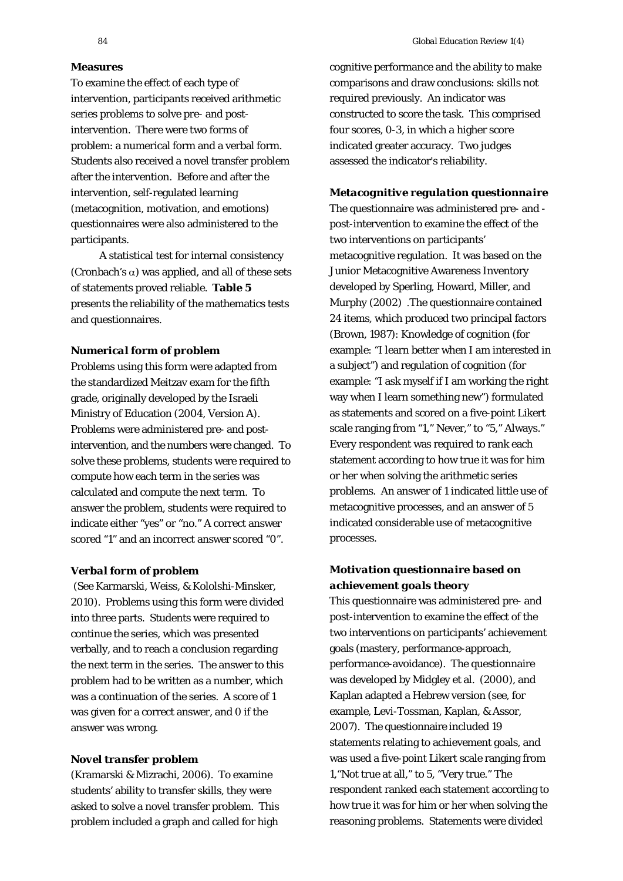### Measures

To examine the effect of each type of intervention, participants received arithmetic series problems to solve pre- and post-intervention. There were two forms of problem: a numerical form and a verbal form. Students also received a novel transfer problem after the intervention. Before and after the intervention, self-regulated learning (metacognition, motivation, and emotions) questionnaires were also administered to the participants.

A statistical test for internal consistency (Cronbach's $\alpha$) was applied, and all of these sets of statements proved reliable. **Table 5** presents the reliability of the mathematics tests and questionnaires.

#### *Numerical form of problem*

Problems using this form were adapted from the standardized Meitzav exam for the fifth grade, originally developed by the Israeli Ministry of Education (2004, Version A). Problems were administered pre- and post-intervention, and the numbers were changed. To solve these problems, students were required to compute how each term in the series was calculated and compute the next term. To answer the problem, students were required to indicate either "yes" or "no." A correct answer scored "1" and an incorrect answer scored "0".

#### *Verbal form of problem*

(See Karmarski, Weiss, & Kololshi-Minsker, 2010). Problems using this form were divided into three parts. Students were required to continue the series, which was presented verbally, and to reach a conclusion regarding the next term in the series. The answer to this problem had to be written as a number, which was a continuation of the series. A score of 1 was given for a correct answer, and 0 if the answer was wrong.

#### *Novel transfer problem*

(Kramarski & Mizrachi, 2006). To examine students' ability to transfer skills, they were asked to solve a novel transfer problem. This problem included a graph and called for high cognitive performance and the ability to make comparisons and draw conclusions: skills not required previously. An indicator was constructed to score the task. This comprised four scores, 0-3, in which a higher score indicated greater accuracy. Two judges assessed the indicator's reliability.

#### *Metacognitive regulation questionnaire*

The questionnaire was administered pre- and -post-intervention to examine the effect of the two interventions on participants' metacognitive regulation. It was based on the Junior Metacognitive Awareness Inventory developed by Sperling, Howard, Miller, and Murphy (2002) .The questionnaire contained 24 items, which produced two principal factors (Brown, 1987): Knowledge of cognition (for example: "I learn better when I am interested in a subject") and regulation of cognition (for example: "I ask myself if I am working the right way when I learn something new") formulated as statements and scored on a five-point Likert scale ranging from "1," Never," to "5," Always." Every respondent was required to rank each statement according to how true it was for him or her when solving the arithmetic series problems. An answer of 1 indicated little use of metacognitive processes, and an answer of 5 indicated considerable use of metacognitive processes.

#### *Motivation questionnaire based on achievement goals theory*

This questionnaire was administered pre- and post-intervention to examine the effect of the two interventions on participants' achievement goals (mastery, performance-approach, performance-avoidance). The questionnaire was developed by Midgley et al. (2000), and Kaplan adapted a Hebrew version (see, for example, Levi-Tossman, Kaplan, & Assor, 2007). The questionnaire included 19 statements relating to achievement goals, and was used a five-point Likert scale ranging from 1,"Not true at all," to 5, "Very true." The respondent ranked each statement according to how true it was for him or her when solving the reasoning problems. Statements were divided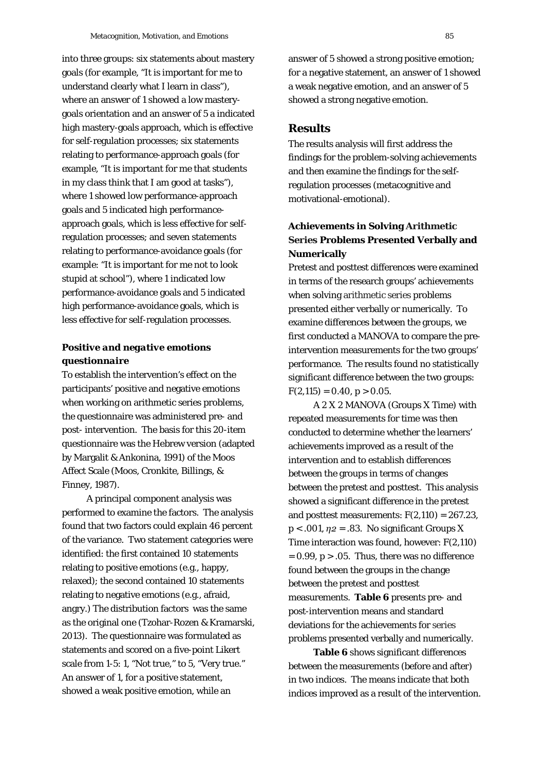into three groups: six statements about mastery goals (for example, "It is important for me to understand clearly what I learn in class"), where an answer of 1 showed a low mastery-goals orientation and an answer of 5 a indicated high mastery-goals approach, which is effective for self-regulation processes; six statements relating to performance-approach goals (for example, "It is important for me that students in my class think that I am good at tasks"), where 1 showed low performance-approach goals and 5 indicated high performance-approach goals, which is less effective for self-regulation processes; and seven statements relating to performance-avoidance goals (for example: "It is important for me not to look stupid at school"), where 1 indicated low performance-avoidance goals and 5 indicated high performance-avoidance goals, which is less effective for self-regulation processes.

### *Positive and negative emotions questionnaire*

To establish the intervention's effect on the participants' positive and negative emotions when working on arithmetic series problems, the questionnaire was administered pre- and post- intervention. The basis for this 20-item questionnaire was the Hebrew version (adapted by Margalit & Ankonina, 1991) of the Moos Affect Scale (Moos, Cronkite, Billings, & Finney, 1987).

A principal component analysis was performed to examine the factors. The analysis found that two factors could explain 46 percent of the variance. Two statement categories were identified: the first contained 10 statements relating to positive emotions (e.g., happy, relaxed); the second contained 10 statements relating to negative emotions (e.g., afraid, angry.) The distribution factors was the same as the original one (Tzohar-Rozen & Kramarski, 2013). The questionnaire was formulated as statements and scored on a five-point Likert scale from 1-5: 1, "Not true," to 5, "Very true." An answer of 1, for a positive statement, showed a weak positive emotion, while an answer of 5 showed a strong positive emotion; for a negative statement, an answer of 1 showed a weak negative emotion, and an answer of 5 showed a strong negative emotion.

## Results

The results analysis will first address the findings for the problem-solving achievements and then examine the findings for the self-regulation processes (metacognitive and motivational-emotional).

### Achievements in Solving Arithmetic Series Problems Presented Verbally and Numerically

Pretest and posttest differences were examined in terms of the research groups' achievements when solving arithmetic series problems presented either verbally or numerically. To examine differences between the groups, we first conducted a MANOVA to compare the pre-intervention measurements for the two groups' performance. The results found no statistically significant difference between the two groups: $F(2,115) = 0.40$, $p > 0.05$.

A 2 X 2 MANOVA (Groups X Time) with repeated measurements for time was then conducted to determine whether the learners' achievements improved as a result of the intervention and to establish differences between the groups in terms of changes between the pretest and posttest. This analysis showed a significant difference in the pretest and posttest measurements: $F(2,110) = 267.23$, $p < .001$, $\eta^2 = .83$. No significant Groups X Time interaction was found, however: $F(2,110) = 0.99$, $p > .05$. Thus, there was no difference found between the groups in the change between the pretest and posttest measurements. **Table 6** presents pre- and post-intervention means and standard deviations for the achievements for series problems presented verbally and numerically.

**Table 6** shows significant differences between the measurements (before and after) in two indices. The means indicate that both indices improved as a result of the intervention.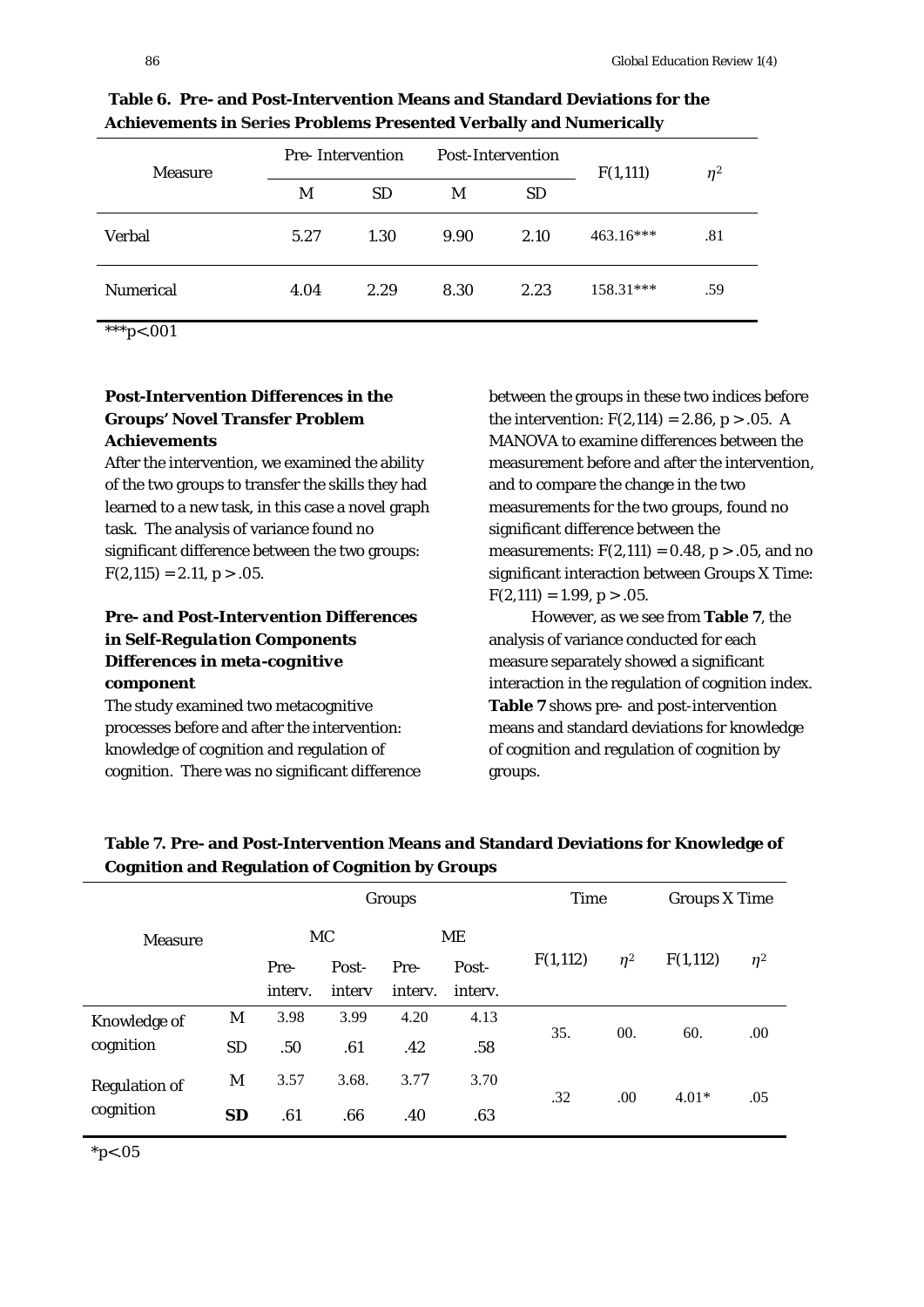**Table 6. Pre- and Post-Intervention Means and Standard Deviations for the Achievements in Series Problems Presented Verbally and Numerically**

| Measure | Pre- Intervention | | Post-Intervention | | $F(1,111)$ | $\eta^2$ |
|---|---|---|---|---|---|---|
| | M | SD | M | SD | | |
| Verbal | 5.27 | 1.30 | 9.90 | 2.10 | 463.16*** | .81 |
| Numerical | 4.04 | 2.29 | 8.30 | 2.23 | 158.31*** | .59 |

***p<.001

### Post-Intervention Differences in the Groups' Novel Transfer Problem Achievements

After the intervention, we examined the ability of the two groups to transfer the skills they had learned to a new task, in this case a novel graph task. The analysis of variance found no significant difference between the two groups: $F(2,115) = 2.11$, $p > .05$.

### *Pre- and Post-Intervention Differences in Self-Regulation Components*

#### *Differences in meta-cognitive component*

The study examined two metacognitive processes before and after the intervention: knowledge of cognition and regulation of cognition. There was no significant difference between the groups in these two indices before the intervention: $F(2,114) = 2.86$, $p > .05$. A MANOVA to examine differences between the measurement before and after the intervention, and to compare the change in the two measurements for the two groups, found no significant difference between the measurements: $F(2,111) = 0.48$, $p > .05$, and no significant interaction between Groups X Time: $F(2,111) = 1.99$, $p > .05$.

However, as we see from **Table 7**, the analysis of variance conducted for each measure separately showed a significant interaction in the regulation of cognition index. **Table 7** shows pre- and post-intervention means and standard deviations for knowledge of cognition and regulation of cognition by groups.

**Table 7. Pre- and Post-Intervention Means and Standard Deviations for Knowledge of Cognition and Regulation of Cognition by Groups**

| Measure | | Groups | | | | Time | | Groups X Time | |
|---|---|---|---|---|---|---|---|---|---|
| | | MC | | ME | | | | | |
| | | Pre-interv. | Post-interv | Pre-interv. | Post-interv. | $F(1,112)$ | $\eta^2$ | $F(1,112)$ | $\eta^2$ |
| Knowledge of cognition | M | 3.98 | 3.99 | 4.20 | 4.13 | 35. | 00. | 60. | .00 |
| | SD | .50 | .61 | .42 | .58 | | | | |
| Regulation of cognition | M | 3.57 | 3.68. | 3.77 | 3.70 | .32 | .00 | 4.01* | .05 |
| | **SD** | .61 | .66 | .40 | .63 | | | | |

*p<.05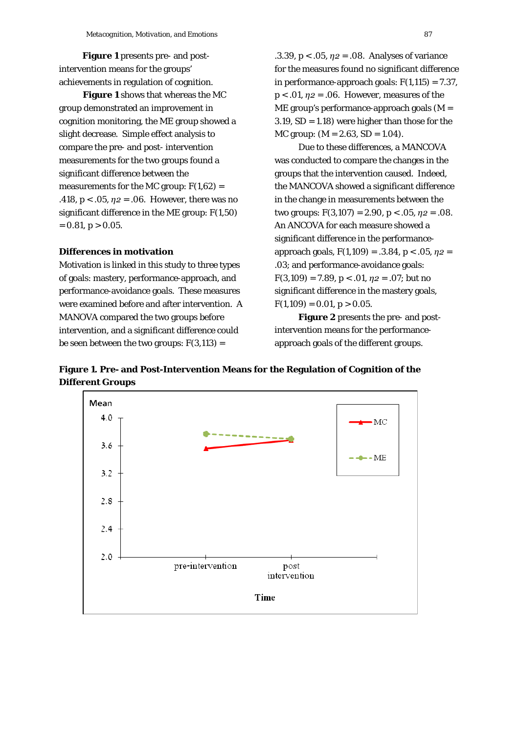**Figure 1** presents pre- and post-intervention means for the groups' achievements in regulation of cognition.

**Figure 1** shows that whereas the MC group demonstrated an improvement in cognition monitoring, the ME group showed a slight decrease. Simple effect analysis to compare the pre- and post- intervention measurements for the two groups found a significant difference between the measurements for the MC group: $F(1,62) = .418$, $p < .05$, $\eta 2 = .06$. However, there was no significant difference in the ME group: $F(1,50) = 0.81$, $p > 0.05$.

**Differences in motivation**

Motivation is linked in this study to three types of goals: mastery, performance-approach, and performance-avoidance goals. These measures were examined before and after intervention. A MANOVA compared the two groups before intervention, and a significant difference could be seen between the two groups: $F(3,113) = .3.39$, $p < .05$, $\eta 2 = .08$. Analyses of variance for the measures found no significant difference in performance-approach goals: $F(1,115) = 7.37$, $p < .01$, $\eta 2 = .06$. However, measures of the ME group's performance-approach goals ($M = 3.19$, $SD = 1.18$) were higher than those for the MC group: ($M = 2.63$, $SD = 1.04$).

Due to these differences, a MANCOVA was conducted to compare the changes in the groups that the intervention caused. Indeed, the MANCOVA showed a significant difference in the change in measurements between the two groups: $F(3,107) = 2.90$, $p < .05$, $\eta 2 = .08$. An ANCOVA for each measure showed a significant difference in the performance-approach goals, $F(1,109) = .3.84$, $p < .05$, $\eta 2 = .03$; and performance-avoidance goals: $F(3,109) = 7.89$, $p < .01$, $\eta 2 = .07$; but no significant difference in the mastery goals, $F(1,109) = 0.01$, $p > 0.05$.

**Figure 2** presents the pre- and post-intervention means for the performance-approach goals of the different groups.

**Figure 1. Pre- and Post-Intervention Means for the Regulation of Cognition of the Different Groups**

Mean

4.0
3.6
3.2
2.8
2.4
2.0

pre-intervention    post intervention

Time

MC
ME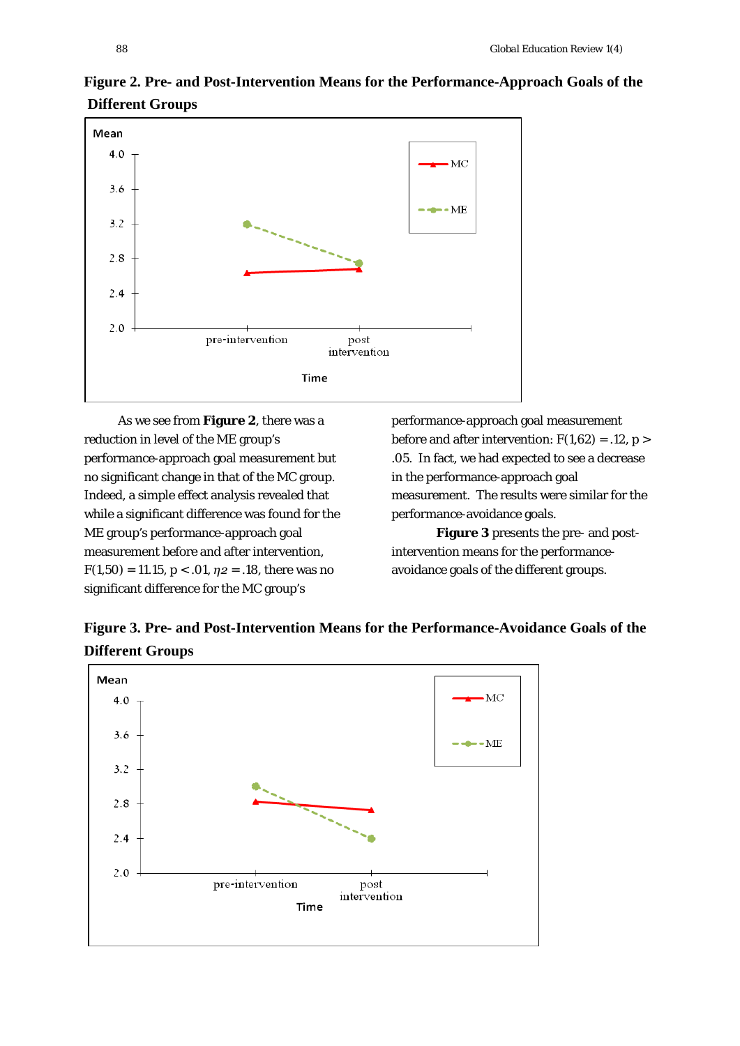**Figure 2. Pre- and Post-Intervention Means for the Performance-Approach Goals of the Different Groups**

As we see from **Figure 2**, there was a reduction in level of the ME group's performance-approach goal measurement but no significant change in that of the MC group. Indeed, a simple effect analysis revealed that while a significant difference was found for the ME group's performance-approach goal measurement before and after intervention, $F(1,50) = 11.15$, $p < .01$, $\eta 2 = .18$, there was no significant difference for the MC group's performance-approach goal measurement before and after intervention: $F(1,62) = .12$, $p > .05$. In fact, we had expected to see a decrease in the performance-approach goal measurement. The results were similar for the performance-avoidance goals.

**Figure 3** presents the pre- and post-intervention means for the performance-avoidance goals of the different groups.

**Figure 3. Pre- and Post-Intervention Means for the Performance-Avoidance Goals of the Different Groups**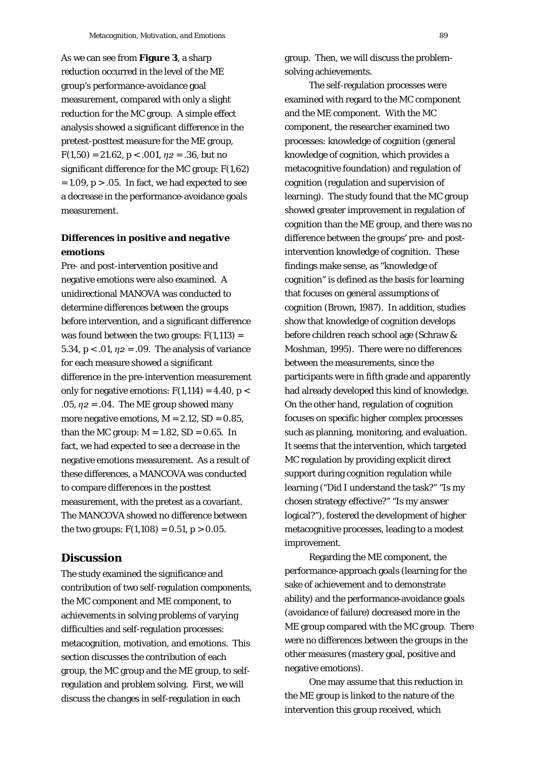As we can see from **Figure 3**, a sharp reduction occurred in the level of the ME group's performance-avoidance goal measurement, compared with only a slight reduction for the MC group. A simple effect analysis showed a significant difference in the pretest-posttest measure for the ME group, $F(1,50) = 21.62$, $p < .001$, $\eta 2 = .36$, but no significant difference for the MC group: $F(1,62) = 1.09$, $p > .05$. In fact, we had expected to see a decrease in the performance-avoidance goals measurement.

### *Differences in positive and negative emotions*

Pre- and post-intervention positive and negative emotions were also examined. A unidirectional MANOVA was conducted to determine differences between the groups before intervention, and a significant difference was found between the two groups: $F(1,113) = 5.34$, $p < .01$, $\eta 2 = .09$. The analysis of variance for each measure showed a significant difference in the pre-intervention measurement only for negative emotions: $F(1,114) = 4.40$, $p < .05$, $\eta 2 = .04$. The ME group showed many more negative emotions, $M = 2.12$, $SD = 0.85$, than the MC group: $M = 1.82$, $SD = 0.65$. In fact, we had expected to see a decrease in the negative emotions measurement. As a result of these differences, a MANCOVA was conducted to compare differences in the posttest measurement, with the pretest as a covariant. The MANCOVA showed no difference between the two groups: $F(1,108) = 0.51$, $p > 0.05$.

## Discussion

The study examined the significance and contribution of two self-regulation components, the MC component and ME component, to achievements in solving problems of varying difficulties and self-regulation processes: metacognition, motivation, and emotions. This section discusses the contribution of each group, the MC group and the ME group, to self-regulation and problem solving. First, we will discuss the changes in self-regulation in each group. Then, we will discuss the problem-solving achievements.

The self-regulation processes were examined with regard to the MC component and the ME component. With the MC component, the researcher examined two processes: knowledge of cognition (general knowledge of cognition, which provides a metacognitive foundation) and regulation of cognition (regulation and supervision of learning). The study found that the MC group showed greater improvement in regulation of cognition than the ME group, and there was no difference between the groups' pre- and post-intervention knowledge of cognition. These findings make sense, as "knowledge of cognition" is defined as the basis for learning that focuses on general assumptions of cognition (Brown, 1987). In addition, studies show that knowledge of cognition develops before children reach school age (Schraw & Moshman, 1995). There were no differences between the measurements, since the participants were in fifth grade and apparently had already developed this kind of knowledge. On the other hand, regulation of cognition focuses on specific higher complex processes such as planning, monitoring, and evaluation. It seems that the intervention, which targeted MC regulation by providing explicit direct support during cognition regulation while learning ("Did I understand the task?" "Is my chosen strategy effective?" "Is my answer logical?"), fostered the development of higher metacognitive processes, leading to a modest improvement.

Regarding the ME component, the performance-approach goals (learning for the sake of achievement and to demonstrate ability) and the performance-avoidance goals (avoidance of failure) decreased more in the ME group compared with the MC group. There were no differences between the groups in the other measures (mastery goal, positive and negative emotions).

One may assume that this reduction in the ME group is linked to the nature of the intervention this group received, which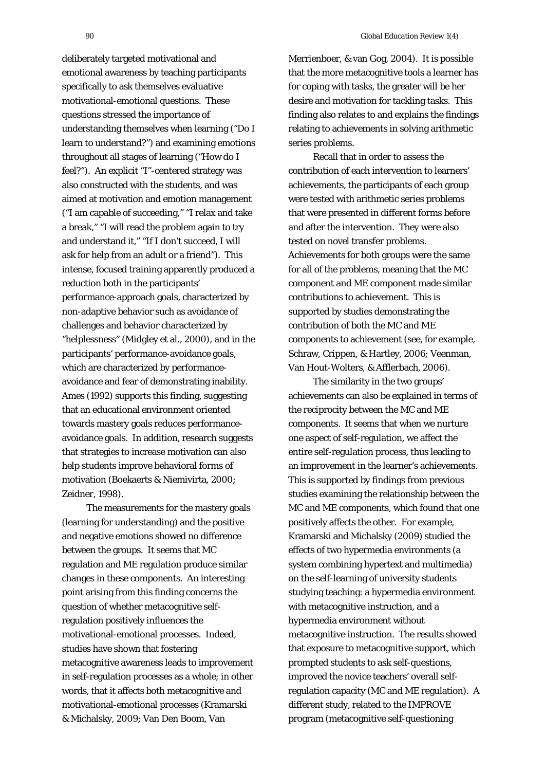deliberately targeted motivational and emotional awareness by teaching participants specifically to ask themselves evaluative motivational-emotional questions. These questions stressed the importance of understanding themselves when learning ("Do I learn to understand?") and examining emotions throughout all stages of learning ("How do I feel?"). An explicit "I"-centered strategy was also constructed with the students, and was aimed at motivation and emotion management ("I am capable of succeeding," "I relax and take a break," "I will read the problem again to try and understand it," "If I don't succeed, I will ask for help from an adult or a friend"). This intense, focused training apparently produced a reduction both in the participants' performance-approach goals, characterized by non-adaptive behavior such as avoidance of challenges and behavior characterized by "helplessness" (Midgley et al., 2000), and in the participants' performance-avoidance goals, which are characterized by performance-avoidance and fear of demonstrating inability. Ames (1992) supports this finding, suggesting that an educational environment oriented towards mastery goals reduces performance-avoidance goals. In addition, research suggests that strategies to increase motivation can also help students improve behavioral forms of motivation (Boekaerts & Niemivirta, 2000; Zeidner, 1998).

The measurements for the mastery goals (learning for understanding) and the positive and negative emotions showed no difference between the groups. It seems that MC regulation and ME regulation produce similar changes in these components. An interesting point arising from this finding concerns the question of whether metacognitive self-regulation positively influences the motivational-emotional processes. Indeed, studies have shown that fostering metacognitive awareness leads to improvement in self-regulation processes as a whole; in other words, that it affects both metacognitive and motivational-emotional processes (Kramarski & Michalsky, 2009; Van Den Boom, Van Merrienboer, & van Gog, 2004). It is possible that the more metacognitive tools a learner has for coping with tasks, the greater will be her desire and motivation for tackling tasks. This finding also relates to and explains the findings relating to achievements in solving arithmetic series problems.

Recall that in order to assess the contribution of each intervention to learners' achievements, the participants of each group were tested with arithmetic series problems that were presented in different forms before and after the intervention. They were also tested on novel transfer problems. Achievements for both groups were the same for all of the problems, meaning that the MC component and ME component made similar contributions to achievement. This is supported by studies demonstrating the contribution of both the MC and ME components to achievement (see, for example, Schraw, Crippen, & Hartley, 2006; Veenman, Van Hout-Wolters, & Afflerbach, 2006).

The similarity in the two groups' achievements can also be explained in terms of the reciprocity between the MC and ME components. It seems that when we nurture one aspect of self-regulation, we affect the entire self-regulation process, thus leading to an improvement in the learner's achievements. This is supported by findings from previous studies examining the relationship between the MC and ME components, which found that one positively affects the other. For example, Kramarski and Michalsky (2009) studied the effects of two hypermedia environments (a system combining hypertext and multimedia) on the self-learning of university students studying teaching: a hypermedia environment with metacognitive instruction, and a hypermedia environment without metacognitive instruction. The results showed that exposure to metacognitive support, which prompted students to ask self-questions, improved the novice teachers' overall self-regulation capacity (MC and ME regulation). A different study, related to the IMPROVE program (metacognitive self-questioning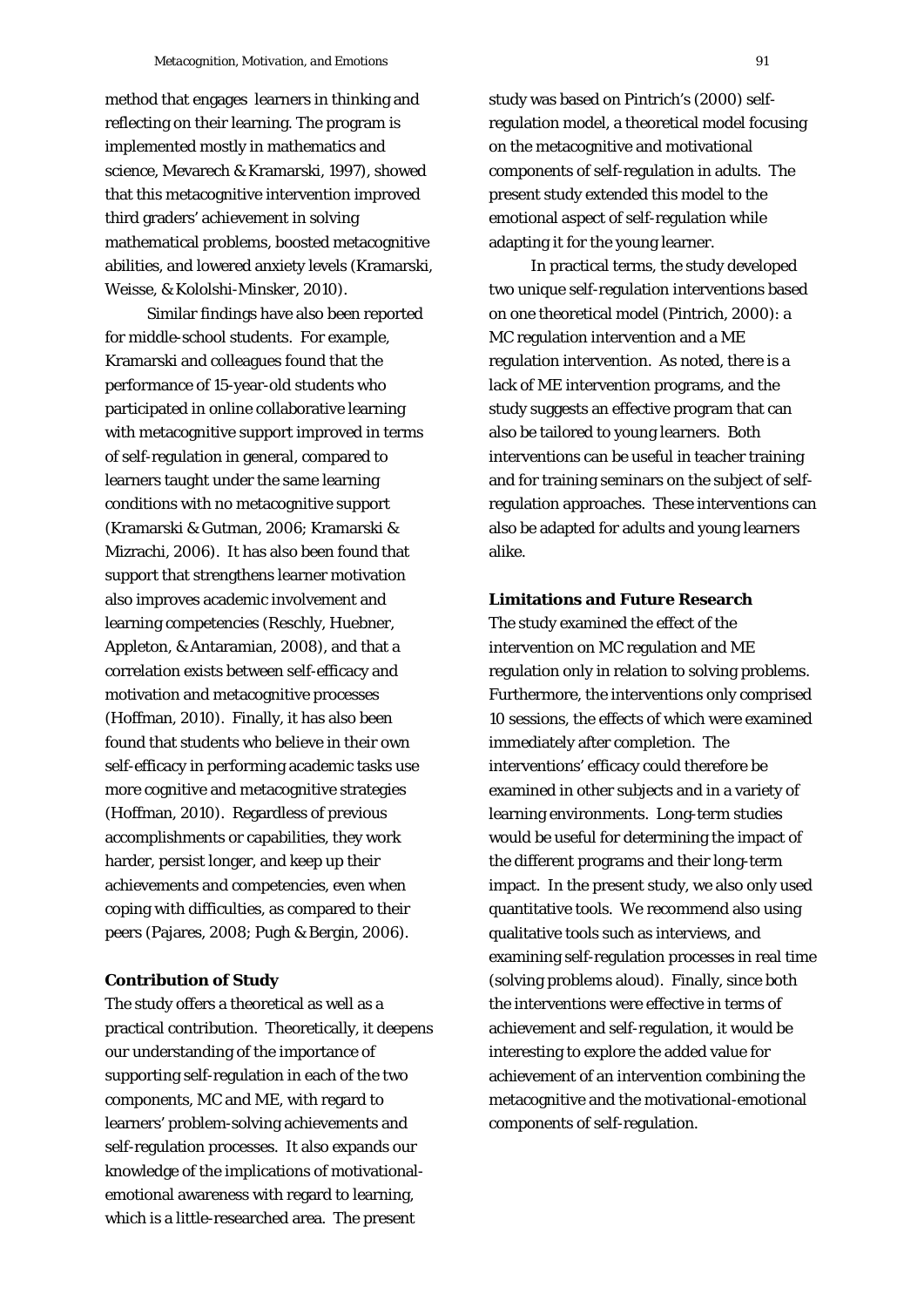method that engages learners in thinking and reflecting on their learning. The program is implemented mostly in mathematics and science, Mevarech & Kramarski, 1997), showed that this metacognitive intervention improved third graders' achievement in solving mathematical problems, boosted metacognitive abilities, and lowered anxiety levels (Kramarski, Weisse, & Kololshi-Minsker, 2010).

Similar findings have also been reported for middle-school students. For example, Kramarski and colleagues found that the performance of 15-year-old students who participated in online collaborative learning with metacognitive support improved in terms of self-regulation in general, compared to learners taught under the same learning conditions with no metacognitive support (Kramarski & Gutman, 2006; Kramarski & Mizrachi, 2006). It has also been found that support that strengthens learner motivation also improves academic involvement and learning competencies (Reschly, Huebner, Appleton, & Antaramian, 2008), and that a correlation exists between self-efficacy and motivation and metacognitive processes (Hoffman, 2010). Finally, it has also been found that students who believe in their own self-efficacy in performing academic tasks use more cognitive and metacognitive strategies (Hoffman, 2010). Regardless of previous accomplishments or capabilities, they work harder, persist longer, and keep up their achievements and competencies, even when coping with difficulties, as compared to their peers (Pajares, 2008; Pugh & Bergin, 2006).

**Contribution of Study**

The study offers a theoretical as well as a practical contribution. Theoretically, it deepens our understanding of the importance of supporting self-regulation in each of the two components, MC and ME, with regard to learners' problem-solving achievements and self-regulation processes. It also expands our knowledge of the implications of motivational-emotional awareness with regard to learning, which is a little-researched area. The present study was based on Pintrich's (2000) self-regulation model, a theoretical model focusing on the metacognitive and motivational components of self-regulation in adults. The present study extended this model to the emotional aspect of self-regulation while adapting it for the young learner.

In practical terms, the study developed two unique self-regulation interventions based on one theoretical model (Pintrich, 2000): a MC regulation intervention and a ME regulation intervention. As noted, there is a lack of ME intervention programs, and the study suggests an effective program that can also be tailored to young learners. Both interventions can be useful in teacher training and for training seminars on the subject of self-regulation approaches. These interventions can also be adapted for adults and young learners alike.

**Limitations and Future Research**

The study examined the effect of the intervention on MC regulation and ME regulation only in relation to solving problems. Furthermore, the interventions only comprised 10 sessions, the effects of which were examined immediately after completion. The interventions' efficacy could therefore be examined in other subjects and in a variety of learning environments. Long-term studies would be useful for determining the impact of the different programs and their long-term impact. In the present study, we also only used quantitative tools. We recommend also using qualitative tools such as interviews, and examining self-regulation processes in real time (solving problems aloud). Finally, since both the interventions were effective in terms of achievement and self-regulation, it would be interesting to explore the added value for achievement of an intervention combining the metacognitive and the motivational-emotional components of self-regulation.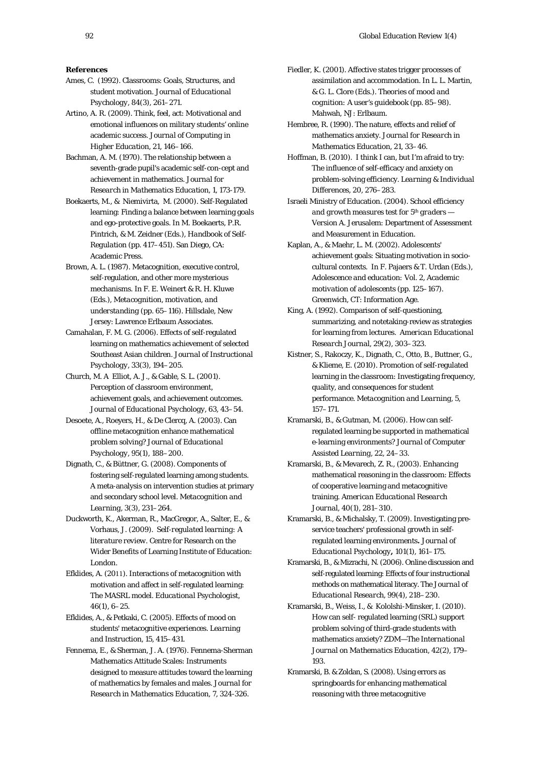**References**

Ames, C. (1992). Classrooms: Goals, Structures, and student motivation. *Journal of Educational Psychology, 84*(3), 261–271.

Artino, A. R. (2009). Think, feel, act: Motivational and emotional influences on military students' online academic success. *Journal of Computing in Higher Education, 21*, 146–166.

Bachman, A. M. (1970). The relationship between a seventh-grade pupil's academic self-con-cept and achievement in mathematics. *Journal for Research in Mathematics Education, 1*, 173-179.

Boekaerts, M., & Niemivirta, M. (2000). Self-Regulated learning: Finding a balance between learning goals and ego-protective goals. In M. Boekaerts, P.R. Pintrich, & M. Zeidner (Eds.), *Handbook of Self-Regulation* (pp. 417–451). San Diego, CA: Academic Press.

Brown, A. L. (1987). Metacognition, executive control, self-regulation, and other more mysterious mechanisms. In F. E. Weinert & R. H. Kluwe (Eds.), *Metacognition, motivation, and understanding* (pp. 65–116). Hillsdale, New Jersey: Lawrence Erlbaum Associates.

Camahalan, F. M. G. (2006). Effects of self-regulated learning on mathematics achievement of selected Southeast Asian children. *Journal of Instructional Psychology, 33*(3), 194–205.

Church, M. A Elliot, A. J., & Gable, S. L. (2001). Perception of classroom environment, achievement goals, and achievement outcomes. *Journal of Educational Psychology, 63*, 43–54.

Desoete, A., Roeyers, H., & De Clercq, A. (2003). Can offline metacognition enhance mathematical problem solving? *Journal of Educational Psychology, 95*(1), 188–200.

Dignath, C., & Büttner, G. (2008). Components of fostering self-regulated learning among students. A meta-analysis on intervention studies at primary and secondary school level. *Metacognition and Learning, 3*(3), 231–264.

Duckworth, K., Akerman, R., MacGregor, A., Salter, E., & Vorhaus, J. (2009). *Self-regulated learning: A literature review*. Centre for Research on the Wider Benefits of Learning Institute of Education: London.

Efklides, A. (2011). Interactions of metacognition with motivation and affect in self-regulated learning: The MASRL model. *Educational Psychologist, 46*(1), 6–25.

Efklides, A., & Petkaki, C. (2005). Effects of mood on students' metacognitive experiences. *Learning and Instruction, 15*, 415–431.

Fennema, E., & Sherman, J. A. (1976). Fennema-Sherman Mathematics Attitude Scales: Instruments designed to measure attitudes toward the learning of mathematics by females and males. *Journal for Research in Mathematics Education, 7*, 324-326.

Fiedler, K. (2001). Affective states trigger processes of assimilation and accommodation. In L. L. Martin, & G. L. Clore (Eds.). *Theories of mood and cognition: A user's guidebook* (pp. 85–98). Mahwah, NJ: Erlbaum.

Hembree, R. (1990). The nature, effects and relief of mathematics anxiety. *Journal for Research in Mathematics Education, 21*, 33–46.

Hoffman, B. (2010). I think I can, but I'm afraid to try: The influence of self-efficacy and anxiety on problem-solving efficiency. *Learning & Individual Differences, 20*, 276–283.

Israeli Ministry of Education. (2004). *School efficiency and growth measures test for 5th graders* — Version A. Jerusalem: Department of Assessment and Measurement in Education.

Kaplan, A., & Maehr, L. M. (2002). Adolescents' achievement goals: Situating motivation in socio-cultural contexts. In F. Pajaers & T. Urdan (Eds.), *Adolescence and education: Vol. 2, Academic motivation of adolescents* (pp. 125–167). Greenwich, CT: Information Age.

King, A. (1992). Comparison of self-questioning, summarizing, and notetaking-review as strategies for learning from lectures. *American Educational Research Journal, 29*(2), 303–323.

Kistner, S., Rakoczy, K., Dignath, C., Otto, B., Buttner, G., & Klieme, E. (2010). Promotion of self-regulated learning in the classroom: Investigating frequency, quality, and consequences for student performance. *Metacognition and Learning, 5*, 157–171.

Kramarski, B., & Gutman, M. (2006). How can self-regulated learning be supported in mathematical e-learning environments? *Journal of Computer Assisted Learning, 22*, 24–33.

Kramarski, B., & Mevarech, Z. R., (2003). Enhancing mathematical reasoning in the classroom: Effects of cooperative learning and metacognitive training. *American Educational Research Journal, 40*(1), 281–310.

Kramarski, B., & Michalsky, T. (2009). Investigating pre-service teachers' professional growth in self-regulated learning environments**.** *Journal of Educational Psychology***,** *101*(1), 161–175.

Kramarski, B., & Mizrachi, N. (2006). Online discussion and self-regulated learning: Effects of four instructional methods on mathematical literacy. *The Journal of Educational Research, 99*(4), 218–230.

Kramarski, B., Weiss, I., & Kololshi-Minsker, I. (2010). How can self- regulated learning (SRL) support problem solving of third-grade students with mathematics anxiety? *ZDM—The International Journal on Mathematics Education, 42*(2), 179–193.

Kramarski, B. & Zoldan, S. (2008). Using errors as springboards for enhancing mathematical reasoning with three metacognitive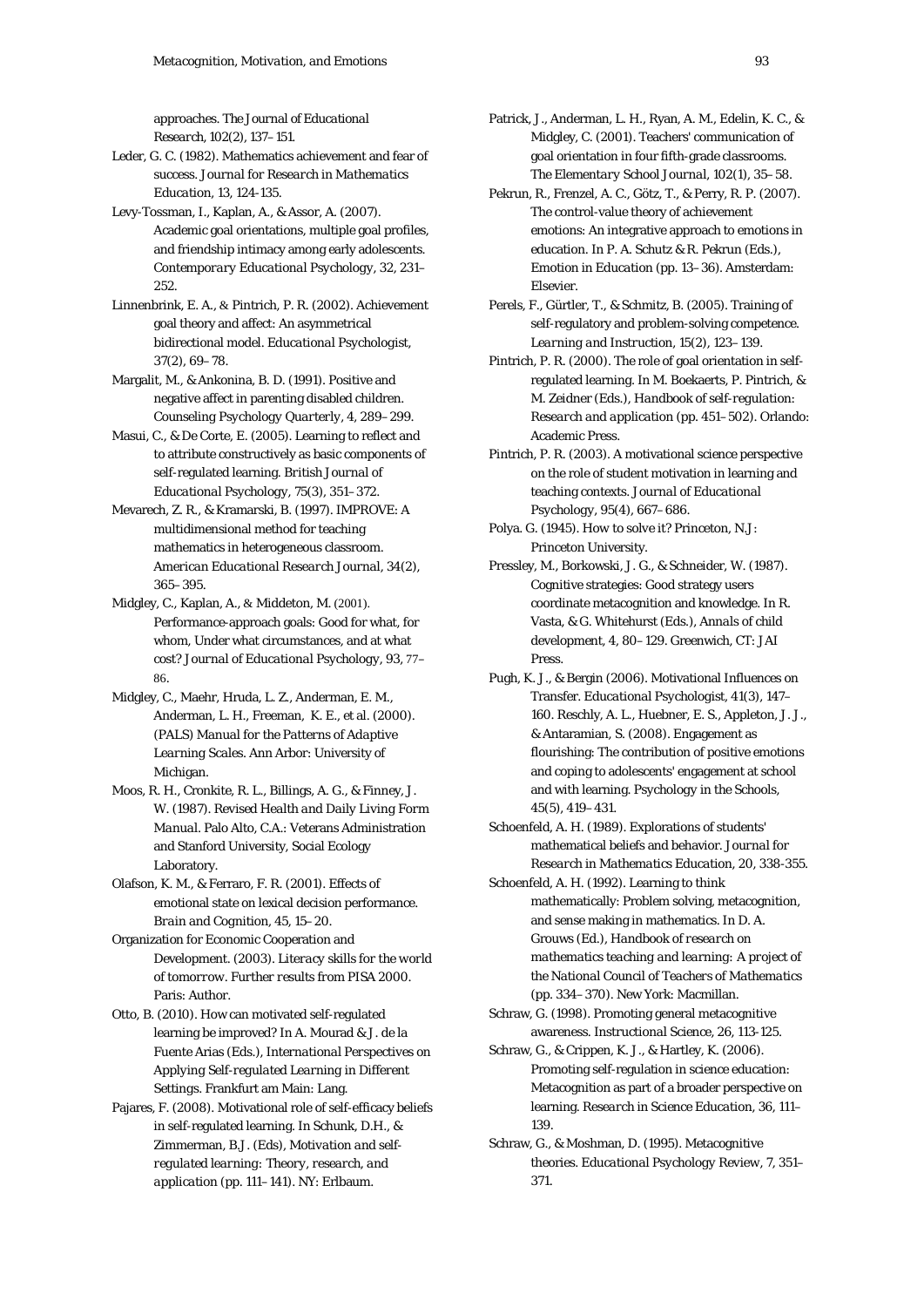approaches. *The Journal of Educational Research*, 102(2), 137–151.

Leder, G. C. (1982). Mathematics achievement and fear of success. *Journal for Research in Mathematics Education*, 13, 124-135.

Levy-Tossman, I., Kaplan, A., & Assor, A. (2007). Academic goal orientations, multiple goal profiles, and friendship intimacy among early adolescents. *Contemporary Educational Psychology*, 32, 231–252.

Linnenbrink, E. A., & Pintrich, P. R. (2002). Achievement goal theory and affect: An asymmetrical bidirectional model. *Educational Psychologist*, 37(2), 69–78.

Margalit, M., & Ankonina, B. D. (1991). Positive and negative affect in parenting disabled children. *Counseling Psychology Quarterly*, 4, 289–299.

Masui, C., & De Corte, E. (2005). Learning to reflect and to attribute constructively as basic components of self-regulated learning. *British Journal of Educational Psychology*, 75(3), 351–372.

Mevarech, Z. R., & Kramarski, B. (1997). IMPROVE: A multidimensional method for teaching mathematics in heterogeneous classroom. *American Educational Research Journal*, 34(2), 365–395.

Midgley, C., Kaplan, A., & Middeton, M. (2001). Performance-approach goals: Good for what, for whom, Under what circumstances, and at what cost? *Journal of Educational Psychology*, 93, 77–86.

Midgley, C., Maehr, Hruda, L. Z., Anderman, E. M., Anderman, L. H., Freeman, K. E., et al. (2000). *(PALS) Manual for the Patterns of Adaptive Learning Scales*. Ann Arbor: University of Michigan.

Moos, R. H., Cronkite, R. L., Billings, A. G., & Finney, J. W. (1987). *Revised Health and Daily Living Form Manual*. Palo Alto, C.A.: Veterans Administration and Stanford University, Social Ecology Laboratory.

Olafson, K. M., & Ferraro, F. R. (2001). Effects of emotional state on lexical decision performance. *Brain and Cognition*, 45, 15–20.

Organization for Economic Cooperation and Development. (2003). *Literacy skills for the world of tomorrow. Further results from PISA 2000*. Paris: Author.

Otto, B. (2010). How can motivated self-regulated learning be improved? In A. Mourad & J. de la Fuente Arias (Eds.), *International Perspectives on Applying Self-regulated Learning in Different Settings*. Frankfurt am Main: Lang.

Pajares, F. (2008). Motivational role of self-efficacy beliefs in self-regulated learning. In Schunk, D.H., & Zimmerman, B.J. (Eds), *Motivation and self-regulated learning: Theory, research, and application* (pp. 111–141). NY: Erlbaum.

Patrick, J., Anderman, L. H., Ryan, A. M., Edelin, K. C., & Midgley, C. (2001). Teachers' communication of goal orientation in four fifth-grade classrooms. *The Elementary School Journal*, 102(1), 35–58.

Pekrun, R., Frenzel, A. C., Götz, T., & Perry, R. P. (2007). The control-value theory of achievement emotions: An integrative approach to emotions in education. In P. A. Schutz & R. Pekrun (Eds.), *Emotion in Education* (pp. 13–36). Amsterdam: Elsevier.

Perels, F., Gürtler, T., & Schmitz, B. (2005). Training of self-regulatory and problem-solving competence. *Learning and Instruction*, 15(2), 123–139.

Pintrich, P. R. (2000). The role of goal orientation in self-regulated learning. In M. Boekaerts, P. Pintrich, & M. Zeidner (Eds.), *Handbook of self-regulation: Research and application* (pp. 451–502). Orlando: Academic Press.

Pintrich, P. R. (2003). A motivational science perspective on the role of student motivation in learning and teaching contexts. *Journal of Educational Psychology*, 95(4), 667–686.

Polya. G. (1945). *How to solve it?* Princeton, N.J: Princeton University.

Pressley, M., Borkowski, J. G., & Schneider, W. (1987). Cognitive strategies: Good strategy users coordinate metacognition and knowledge. In R. Vasta, & G. Whitehurst (Eds.), *Annals of child development*, 4, 80–129. Greenwich, CT: JAI Press.

Pugh, K. J., & Bergin (2006). Motivational Influences on Transfer. *Educational Psychologist*, 41(3), 147–160. Reschly, A. L., Huebner, E. S., Appleton, J. J., & Antaramian, S. (2008). Engagement as flourishing: The contribution of positive emotions and coping to adolescents' engagement at school and with learning. *Psychology in the Schools*, 45(5), 419–431.

Schoenfeld, A. H. (1989). Explorations of students' mathematical beliefs and behavior. *Journal for Research in Mathematics Education*, 20, 338-355.

Schoenfeld, A. H. (1992). Learning to think mathematically: Problem solving, metacognition, and sense making in mathematics. In D. A. Grouws (Ed.), *Handbook of research on mathematics teaching and learning: A project of the National Council of Teachers of Mathematics* (pp. 334–370). New York: Macmillan.

Schraw, G. (1998). Promoting general metacognitive awareness. *Instructional Science*, 26, 113-125.

Schraw, G., & Crippen, K. J., & Hartley, K. (2006). Promoting self-regulation in science education: Metacognition as part of a broader perspective on learning. *Research in Science Education*, 36, 111–139.

Schraw, G., & Moshman, D. (1995). Metacognitive theories. *Educational Psychology Review*, 7, 351–371.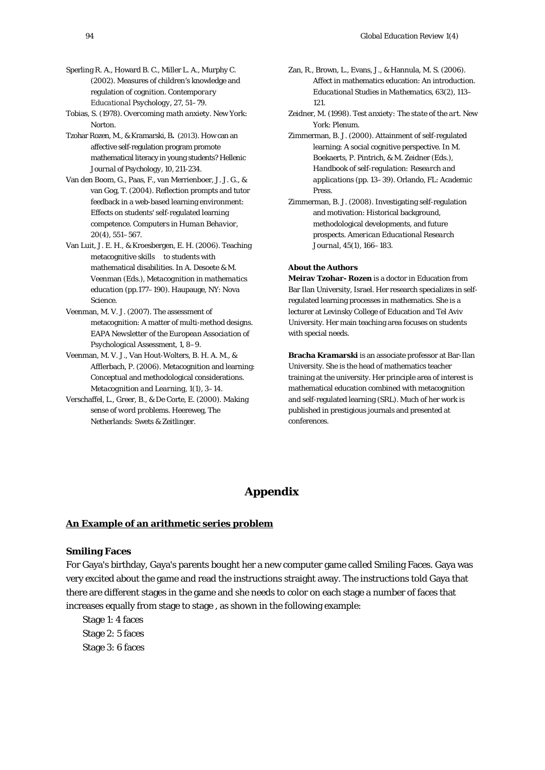Sperling R. A., Howard B. C., Miller L. A., Murphy C. (2002). Measures of children's knowledge and regulation of cognition. *Contemporary Educational Psychology, 27*, 51–79.

Tobias, S. (1978). *Overcoming math anxiety*. New York: Norton.

Tzohar Rozen, M., & Kramarski, B**.** (2013). How can an affective self-regulation program promote mathematical literacy in young students? *Hellenic Journal of Psychology, 10*, 211-234.

Van den Boom, G., Paas, F., van Merrienboer, J. J. G., & van Gog, T. (2004). Reflection prompts and tutor feedback in a web-based learning environment: Effects on students' self-regulated learning competence. *Computers in Human Behavior, 20*(4), 551–567.

Van Luit, J. E. H., & Kroesbergen, E. H. (2006). Teaching metacognitive skills to students with mathematical disabilities. In A. Desoete & M. Veenman (Eds.), *Metacognition in mathematics education* (pp.177–190). Haupauge, NY: Nova Science.

Veenman, M. V. J. (2007). The assessment of metacognition: A matter of multi-method designs. *EAPA Newsletter of the European Association of Psychological Assessment, 1*, 8–9.

Veenman, M. V. J., Van Hout-Wolters, B. H. A. M., & Afflerbach, P. (2006). Metacognition and learning: Conceptual and methodological considerations. *Metacognition and Learning, 1*(1), 3–14.

Verschaffel, L., Greer, B., & De Corte, E. (2000). *Making sense of word problems*. Heereweg, The Netherlands: Swets & Zeitlinger.

Zan, R., Brown, L., Evans, J., & Hannula, M. S. (2006). Affect in mathematics education: An introduction. *Educational Studies in Mathematics, 63*(2), 113–121.

Zeidner, M. (1998). *Test anxiety: The state of the art*. New York: Plenum.

Zimmerman, B. J. (2000). Attainment of self-regulated learning: A social cognitive perspective. In M. Boekaerts, P. Pintrich, & M. Zeidner (Eds.), *Handbook of self-regulation: Research and applications* (pp. 13–39). Orlando, FL: Academic Press.

Zimmerman, B. J. (2008). Investigating self-regulation and motivation: Historical background, methodological developments, and future prospects. *American Educational Research Journal, 45*(1), 166–183.

**About the Authors**

**Meirav Tzohar- Rozen** is a doctor in Education from Bar Ilan University, Israel. Her research specializes in self-regulated learning processes in mathematics. She is a lecturer at Levinsky College of Education and Tel Aviv University. Her main teaching area focuses on students with special needs.

**Bracha Kramarski** is an associate professor at Bar-Ilan University. She is the head of mathematics teacher training at the university. Her principle area of interest is mathematical education combined with metacognition and self-regulated learning (SRL). Much of her work is published in prestigious journals and presented at conferences.

# Appendix

**An Example of an arithmetic series problem**

**Smiling Faces**

For Gaya's birthday, Gaya's parents bought her a new computer game called Smiling Faces. Gaya was very excited about the game and read the instructions straight away. The instructions told Gaya that there are different stages in the game and she needs to color on each stage a number of faces that increases equally from stage to stage , as shown in the following example:

Stage 1: 4 faces
Stage 2: 5 faces
Stage 3: 6 faces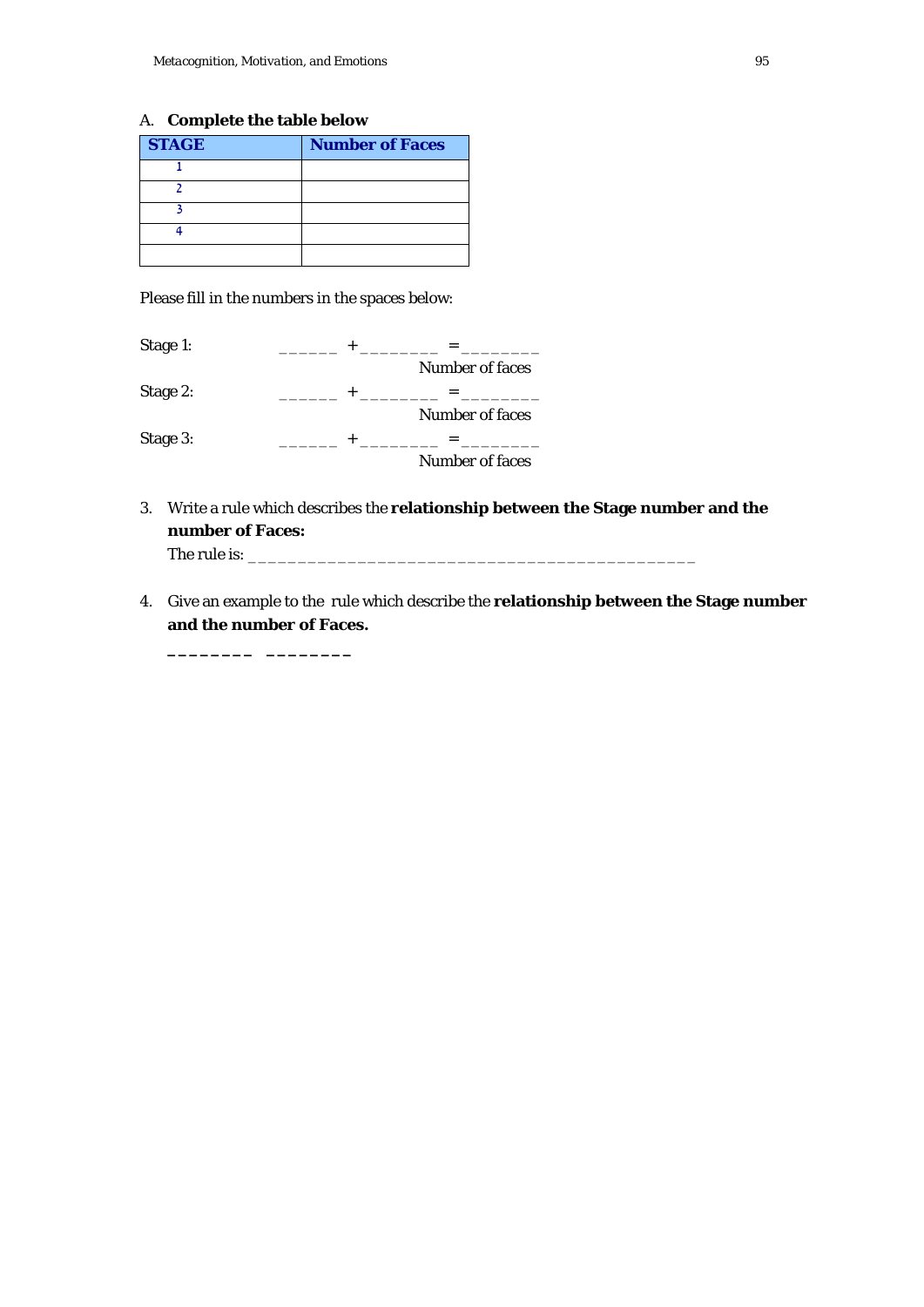A. **Complete the table below**

| STAGE | Number of Faces |
|---|---|
| 1 | |
| 2 | |
| 3 | |
| 4 | |
| | |

Please fill in the numbers in the spaces below:

Stage 1: ______ +________ =________
Number of faces

Stage 2: ______ +________ =________
Number of faces

Stage 3: ______ +________ =________
Number of faces

3. Write a rule which describes the **relationship between the Stage number and the number of Faces:**
   The rule is: _______________________________________________

4. Give an example to the rule which describe the **relationship between the Stage number and the number of Faces.**

   ________ ________